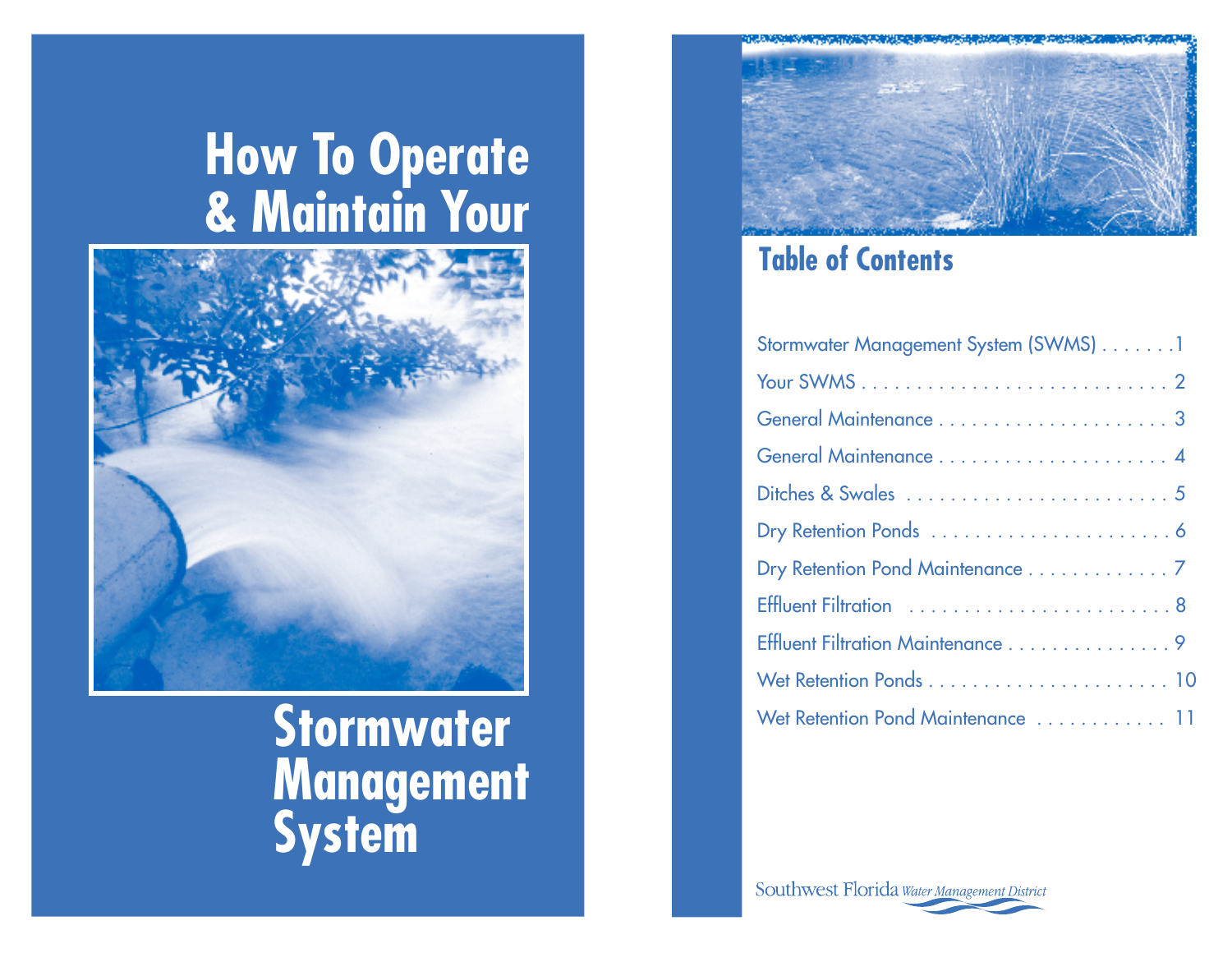# How To Operate & Maintain Your Stormwater Management System

## Table of Contents

| Section | Page |
|---|---|
| Stormwater Management System (SWMS) | 1 |
| Your SWMS | 2 |
| General Maintenance | 3 |
| General Maintenance | 4 |
| Ditches & Swales | 5 |
| Dry Retention Ponds | 6 |
| Dry Retention Pond Maintenance | 7 |
| Effluent Filtration | 8 |
| Effluent Filtration Maintenance | 9 |
| Wet Retention Ponds | 10 |
| Wet Retention Pond Maintenance | 11 |

Southwest Florida *Water Management District*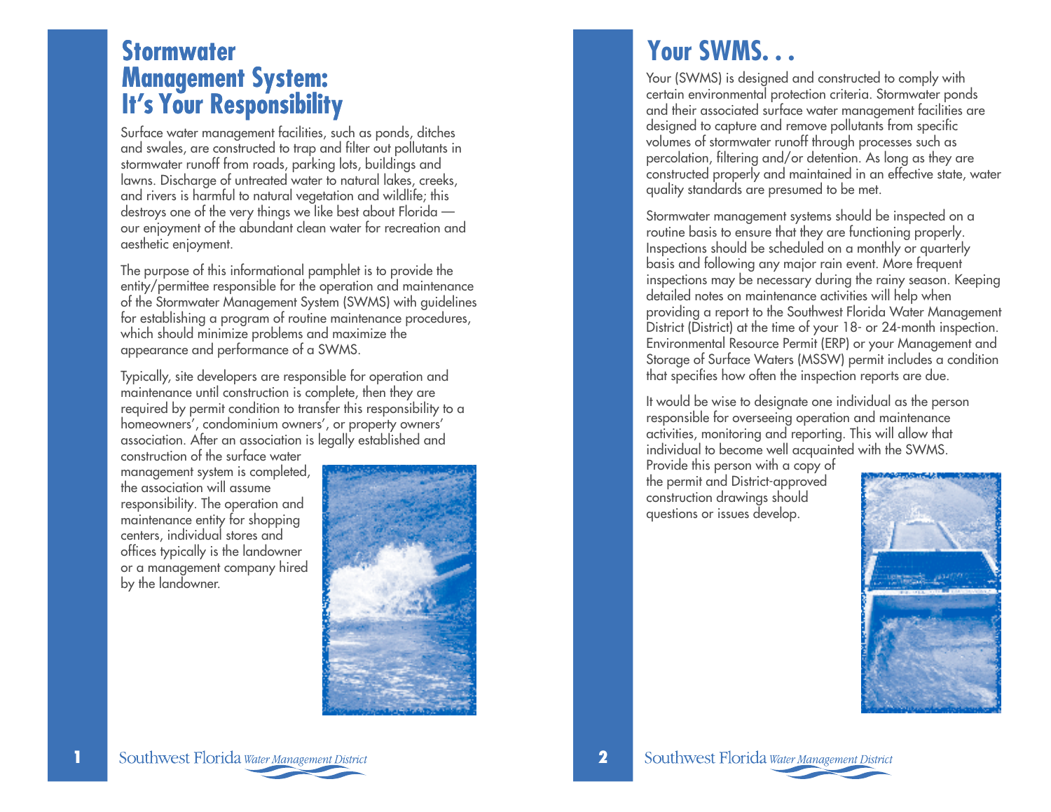# Stormwater Management System: It's Your Responsibility

Surface water management facilities, such as ponds, ditches and swales, are constructed to trap and filter out pollutants in stormwater runoff from roads, parking lots, buildings and lawns. Discharge of untreated water to natural lakes, creeks, and rivers is harmful to natural vegetation and wildlife; this destroys one of the very things we like best about Florida — our enjoyment of the abundant clean water for recreation and aesthetic enjoyment.

The purpose of this informational pamphlet is to provide the entity/permittee responsible for the operation and maintenance of the Stormwater Management System (SWMS) with guidelines for establishing a program of routine maintenance procedures, which should minimize problems and maximize the appearance and performance of a SWMS.

Typically, site developers are responsible for operation and maintenance until construction is complete, then they are required by permit condition to transfer this responsibility to a homeowners', condominium owners', or property owners' association. After an association is legally established and construction of the surface water management system is completed, the association will assume responsibility. The operation and maintenance entity for shopping centers, individual stores and offices typically is the landowner or a management company hired by the landowner.

# Your SWMS. . .

Your (SWMS) is designed and constructed to comply with certain environmental protection criteria. Stormwater ponds and their associated surface water management facilities are designed to capture and remove pollutants from specific volumes of stormwater runoff through processes such as percolation, filtering and/or detention. As long as they are constructed properly and maintained in an effective state, water quality standards are presumed to be met.

Stormwater management systems should be inspected on a routine basis to ensure that they are functioning properly. Inspections should be scheduled on a monthly or quarterly basis and following any major rain event. More frequent inspections may be necessary during the rainy season. Keeping detailed notes on maintenance activities will help when providing a report to the Southwest Florida Water Management District (District) at the time of your 18- or 24-month inspection. Environmental Resource Permit (ERP) or your Management and Storage of Surface Waters (MSSW) permit includes a condition that specifies how often the inspection reports are due.

It would be wise to designate one individual as the person responsible for overseeing operation and maintenance activities, monitoring and reporting. This will allow that individual to become well acquainted with the SWMS. Provide this person with a copy of the permit and District-approved construction drawings should questions or issues develop.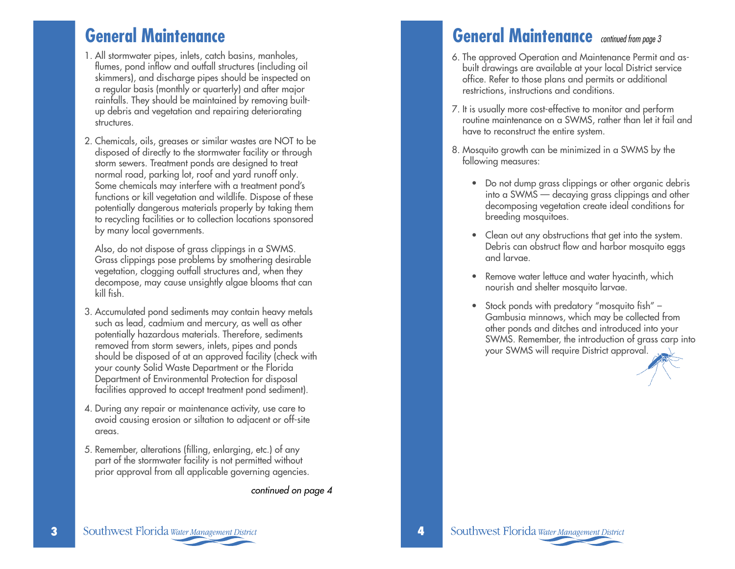# General Maintenance

1. All stormwater pipes, inlets, catch basins, manholes, flumes, pond inflow and outfall structures (including oil skimmers), and discharge pipes should be inspected on a regular basis (monthly or quarterly) and after major rainfalls. They should be maintained by removing built-up debris and vegetation and repairing deteriorating structures.

2. Chemicals, oils, greases or similar wastes are NOT to be disposed of directly to the stormwater facility or through storm sewers. Treatment ponds are designed to treat normal road, parking lot, roof and yard runoff only. Some chemicals may interfere with a treatment pond's functions or kill vegetation and wildlife. Dispose of these potentially dangerous materials properly by taking them to recycling facilities or to collection locations sponsored by many local governments.

   Also, do not dispose of grass clippings in a SWMS. Grass clippings pose problems by smothering desirable vegetation, clogging outfall structures and, when they decompose, may cause unsightly algae blooms that can kill fish.

3. Accumulated pond sediments may contain heavy metals such as lead, cadmium and mercury, as well as other potentially hazardous materials. Therefore, sediments removed from storm sewers, inlets, pipes and ponds should be disposed of at an approved facility (check with your county Solid Waste Department or the Florida Department of Environmental Protection for disposal facilities approved to accept treatment pond sediment).

4. During any repair or maintenance activity, use care to avoid causing erosion or siltation to adjacent or off-site areas.

5. Remember, alterations (filling, enlarging, etc.) of any part of the stormwater facility is not permitted without prior approval from all applicable governing agencies.

*continued on page 4*

# General Maintenance *continued from page 3*

6. The approved Operation and Maintenance Permit and as-built drawings are available at your local District service office. Refer to those plans and permits or additional restrictions, instructions and conditions.

7. It is usually more cost-effective to monitor and perform routine maintenance on a SWMS, rather than let it fail and have to reconstruct the entire system.

8. Mosquito growth can be minimized in a SWMS by the following measures:

   - Do not dump grass clippings or other organic debris into a SWMS — decaying grass clippings and other decomposing vegetation create ideal conditions for breeding mosquitoes.
   - Clean out any obstructions that get into the system. Debris can obstruct flow and harbor mosquito eggs and larvae.
   - Remove water lettuce and water hyacinth, which nourish and shelter mosquito larvae.
   - Stock ponds with predatory "mosquito fish" – Gambusia minnows, which may be collected from other ponds and ditches and introduced into your SWMS. Remember, the introduction of grass carp into your SWMS will require District approval.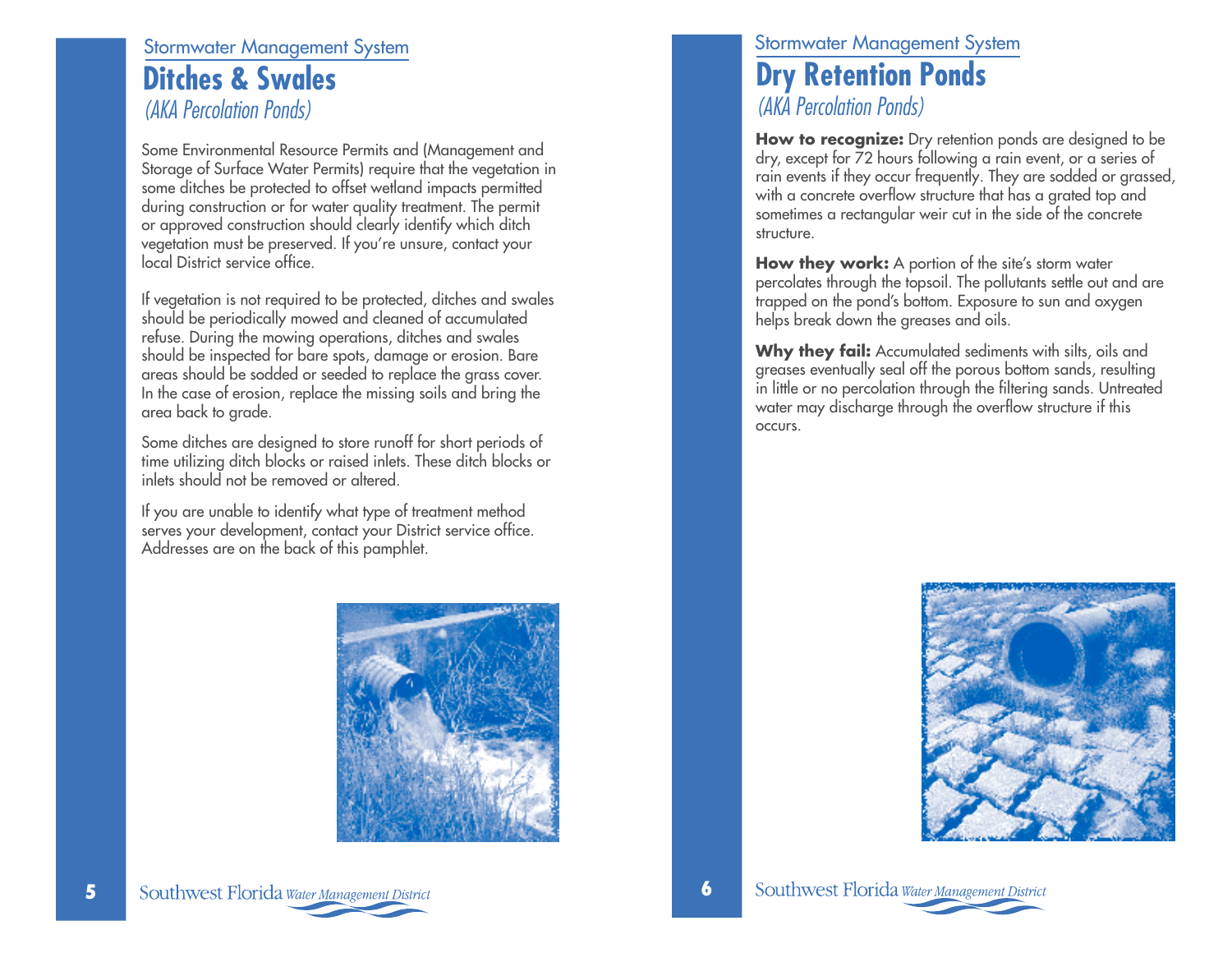Stormwater Management System

## Ditches & Swales

*(AKA Percolation Ponds)*

Some Environmental Resource Permits and (Management and Storage of Surface Water Permits) require that the vegetation in some ditches be protected to offset wetland impacts permitted during construction or for water quality treatment. The permit or approved construction should clearly identify which ditch vegetation must be preserved. If you're unsure, contact your local District service office.

If vegetation is not required to be protected, ditches and swales should be periodically mowed and cleaned of accumulated refuse. During the mowing operations, ditches and swales should be inspected for bare spots, damage or erosion. Bare areas should be sodded or seeded to replace the grass cover. In the case of erosion, replace the missing soils and bring the area back to grade.

Some ditches are designed to store runoff for short periods of time utilizing ditch blocks or raised inlets. These ditch blocks or inlets should not be removed or altered.

If you are unable to identify what type of treatment method serves your development, contact your District service office. Addresses are on the back of this pamphlet.

Stormwater Management System

## Dry Retention Ponds

*(AKA Percolation Ponds)*

**How to recognize:** Dry retention ponds are designed to be dry, except for 72 hours following a rain event, or a series of rain events if they occur frequently. They are sodded or grassed, with a concrete overflow structure that has a grated top and sometimes a rectangular weir cut in the side of the concrete structure.

**How they work:** A portion of the site's storm water percolates through the topsoil. The pollutants settle out and are trapped on the pond's bottom. Exposure to sun and oxygen helps break down the greases and oils.

**Why they fail:** Accumulated sediments with silts, oils and greases eventually seal off the porous bottom sands, resulting in little or no percolation through the filtering sands. Untreated water may discharge through the overflow structure if this occurs.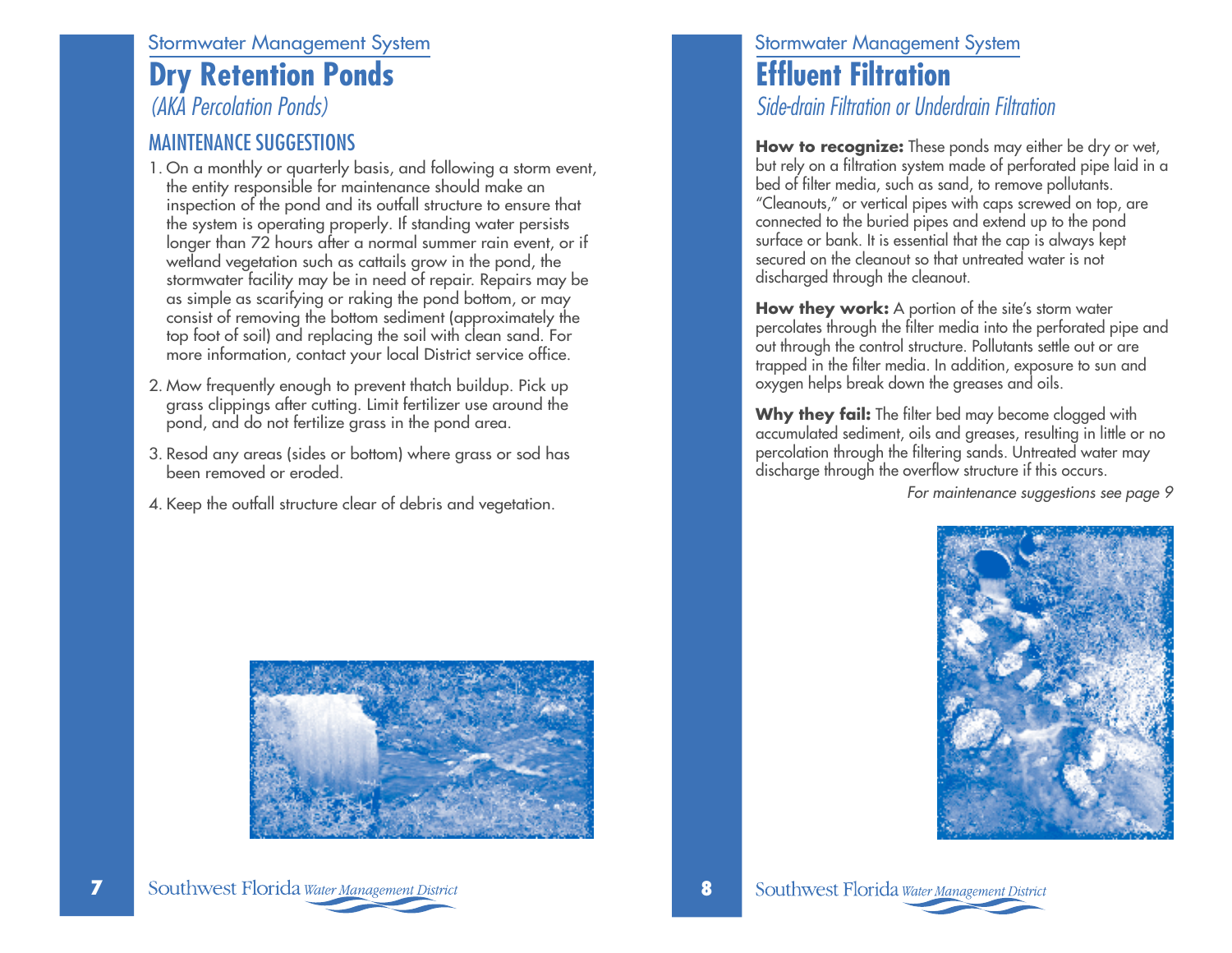Stormwater Management System

# Dry Retention Ponds

*(AKA Percolation Ponds)*

## MAINTENANCE SUGGESTIONS

1. On a monthly or quarterly basis, and following a storm event, the entity responsible for maintenance should make an inspection of the pond and its outfall structure to ensure that the system is operating properly. If standing water persists longer than 72 hours after a normal summer rain event, or if wetland vegetation such as cattails grow in the pond, the stormwater facility may be in need of repair. Repairs may be as simple as scarifying or raking the pond bottom, or may consist of removing the bottom sediment (approximately the top foot of soil) and replacing the soil with clean sand. For more information, contact your local District service office.
2. Mow frequently enough to prevent thatch buildup. Pick up grass clippings after cutting. Limit fertilizer use around the pond, and do not fertilize grass in the pond area.
3. Resod any areas (sides or bottom) where grass or sod has been removed or eroded.
4. Keep the outfall structure clear of debris and vegetation.

Stormwater Management System

# Effluent Filtration

*Side-drain Filtration or Underdrain Filtration*

**How to recognize:** These ponds may either be dry or wet, but rely on a filtration system made of perforated pipe laid in a bed of filter media, such as sand, to remove pollutants. "Cleanouts," or vertical pipes with caps screwed on top, are connected to the buried pipes and extend up to the pond surface or bank. It is essential that the cap is always kept secured on the cleanout so that untreated water is not discharged through the cleanout.

**How they work:** A portion of the site's storm water percolates through the filter media into the perforated pipe and out through the control structure. Pollutants settle out or are trapped in the filter media. In addition, exposure to sun and oxygen helps break down the greases and oils.

**Why they fail:** The filter bed may become clogged with accumulated sediment, oils and greases, resulting in little or no percolation through the filtering sands. Untreated water may discharge through the overflow structure if this occurs.

*For maintenance suggestions see page 9*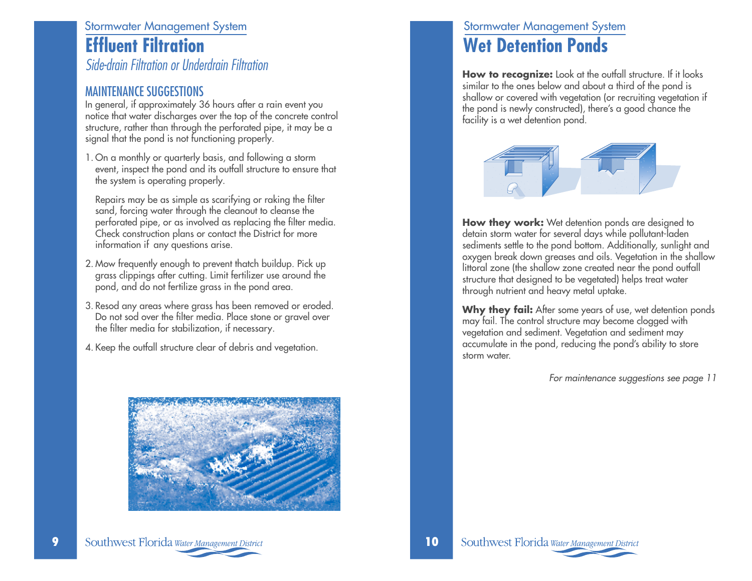Stormwater Management System

# Effluent Filtration

*Side-drain Filtration or Underdrain Filtration*

## MAINTENANCE SUGGESTIONS

In general, if approximately 36 hours after a rain event you notice that water discharges over the top of the concrete control structure, rather than through the perforated pipe, it may be a signal that the pond is not functioning properly.

1. On a monthly or quarterly basis, and following a storm event, inspect the pond and its outfall structure to ensure that the system is operating properly.

   Repairs may be as simple as scarifying or raking the filter sand, forcing water through the cleanout to cleanse the perforated pipe, or as involved as replacing the filter media. Check construction plans or contact the District for more information if any questions arise.

2. Mow frequently enough to prevent thatch buildup. Pick up grass clippings after cutting. Limit fertilizer use around the pond, and do not fertilize grass in the pond area.

3. Resod any areas where grass has been removed or eroded. Do not sod over the filter media. Place stone or gravel over the filter media for stabilization, if necessary.

4. Keep the outfall structure clear of debris and vegetation.

Stormwater Management System

# Wet Detention Ponds

**How to recognize:** Look at the outfall structure. If it looks similar to the ones below and about a third of the pond is shallow or covered with vegetation (or recruiting vegetation if the pond is newly constructed), there's a good chance the facility is a wet detention pond.

**How they work:** Wet detention ponds are designed to detain storm water for several days while pollutant-laden sediments settle to the pond bottom. Additionally, sunlight and oxygen break down greases and oils. Vegetation in the shallow littoral zone (the shallow zone created near the pond outfall structure that designed to be vegetated) helps treat water through nutrient and heavy metal uptake.

**Why they fail:** After some years of use, wet detention ponds may fail. The control structure may become clogged with vegetation and sediment. Vegetation and sediment may accumulate in the pond, reducing the pond's ability to store storm water.

*For maintenance suggestions see page 11*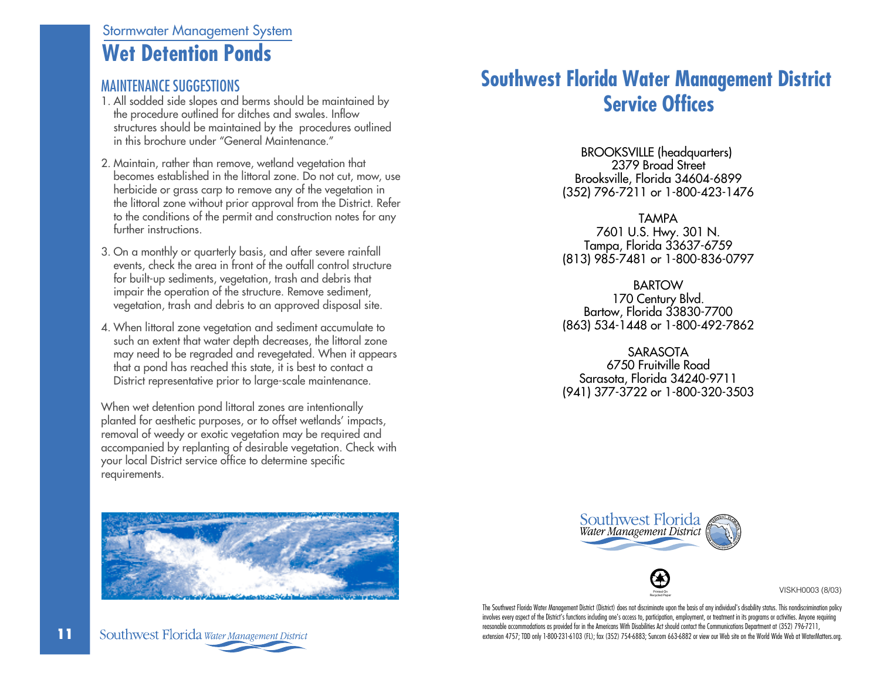Stormwater Management System

# Wet Detention Ponds

## MAINTENANCE SUGGESTIONS

1. All sodded side slopes and berms should be maintained by the procedure outlined for ditches and swales. Inflow structures should be maintained by the procedures outlined in this brochure under "General Maintenance."

2. Maintain, rather than remove, wetland vegetation that becomes established in the littoral zone. Do not cut, mow, use herbicide or grass carp to remove any of the vegetation in the littoral zone without prior approval from the District. Refer to the conditions of the permit and construction notes for any further instructions.

3. On a monthly or quarterly basis, and after severe rainfall events, check the area in front of the outfall control structure for built-up sediments, vegetation, trash and debris that impair the operation of the structure. Remove sediment, vegetation, trash and debris to an approved disposal site.

4. When littoral zone vegetation and sediment accumulate to such an extent that water depth decreases, the littoral zone may need to be regraded and revegetated. When it appears that a pond has reached this state, it is best to contact a District representative prior to large-scale maintenance.

When wet detention pond littoral zones are intentionally planted for aesthetic purposes, or to offset wetlands' impacts, removal of weedy or exotic vegetation may be required and accompanied by replanting of desirable vegetation. Check with your local District service office to determine specific requirements.

# Southwest Florida Water Management District Service Offices

BROOKSVILLE (headquarters)
2379 Broad Street
Brooksville, Florida 34604-6899
(352) 796-7211 or 1-800-423-1476

TAMPA
7601 U.S. Hwy. 301 N.
Tampa, Florida 33637-6759
(813) 985-7481 or 1-800-836-0797

BARTOW
170 Century Blvd.
Bartow, Florida 33830-7700
(863) 534-1448 or 1-800-492-7862

SARASOTA
6750 Fruitville Road
Sarasota, Florida 34240-9711
(941) 377-3722 or 1-800-320-3503

Southwest Florida Water Management District

Printed On Recycled Paper

VISKH0003 (8/03)

The Southwest Florida Water Management District (District) does not discriminate upon the basis of any individual's disability status. This nondiscrimination policy involves every aspect of the District's functions including one's access to, participation, employment, or treatment in its programs or activities. Anyone requiring reasonable accommodations as provided for in the Americans With Disabilities Act should contact the Communications Department at (352) 796-7211, extension 4757; TDD only 1-800-231-6103 (FL); fax (352) 754-6883; Suncom 663-6882 or view our Web site on the World Wide Web at WaterMatters.org.